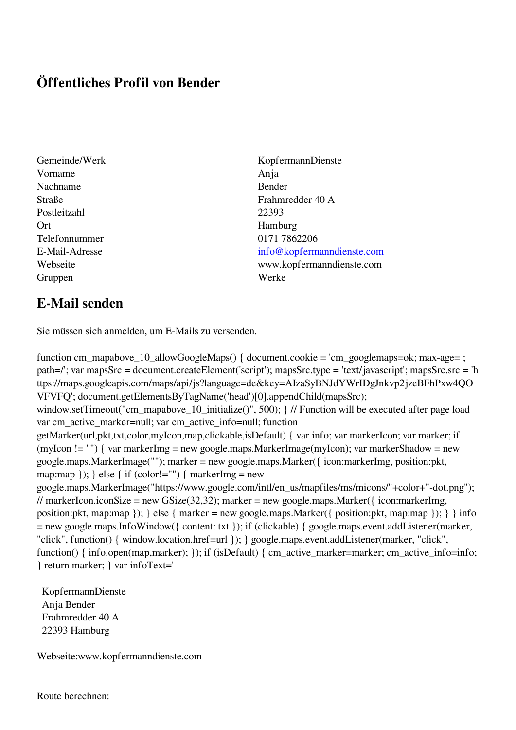## Öffentliches Profil von Bender

| | |
|---|---|
| Gemeinde/Werk | KopfermannDienste |
| Vorname | Anja |
| Nachname | Bender |
| Straße | Frahmredder 40 A |
| Postleitzahl | 22393 |
| Ort | Hamburg |
| Telefonnummer | 0171 7862206 |
| E-Mail-Adresse | info@kopfermanndienste.com |
| Webseite | www.kopfermanndienste.com |
| Gruppen | Werke |

## E-Mail senden

Sie müssen sich anmelden, um E-Mails zu versenden.

function cm_mapabove_10_allowGoogleMaps() { document.cookie = 'cm_googlemaps=ok; max-age= ; path=/'; var mapsSrc = document.createElement('script'); mapsSrc.type = 'text/javascript'; mapsSrc.src = 'https://maps.googleapis.com/maps/api/js?language=de&key=AIzaSyBNJdYWrIDgJnkvp2jzeBFhPxw4QOVFVFQ'; document.getElementsByTagName('head')[0].appendChild(mapsSrc); window.setTimeout("cm_mapabove_10_initialize()", 500); } // Function will be executed after page load var cm_active_marker=null; var cm_active_info=null; function getMarker(url,pkt,txt,color,myIcon,map,clickable,isDefault) { var info; var markerIcon; var marker; if (myIcon != "") { var markerImg = new google.maps.MarkerImage(myIcon); var markerShadow = new google.maps.MarkerImage(""); marker = new google.maps.Marker({ icon:markerImg, position:pkt, map:map }); } else { if (color!="") { markerImg = new google.maps.MarkerImage("https://www.google.com/intl/en_us/mapfiles/ms/micons/"+color+"-dot.png"); // markerIcon.iconSize = new GSize(32,32); marker = new google.maps.Marker({ icon:markerImg, position:pkt, map:map }); } else { marker = new google.maps.Marker({ position:pkt, map:map }); } } info = new google.maps.InfoWindow({ content: txt }); if (clickable) { google.maps.event.addListener(marker, "click", function() { window.location.href=url }); } google.maps.event.addListener(marker, "click", function() { info.open(map,marker); }); if (isDefault) { cm_active_marker=marker; cm_active_info=info; } return marker; } var infoText='

KopfermannDienste
Anja Bender
Frahmredder 40 A
22393 Hamburg

Webseite:www.kopfermanndienste.com

---

Route berechnen: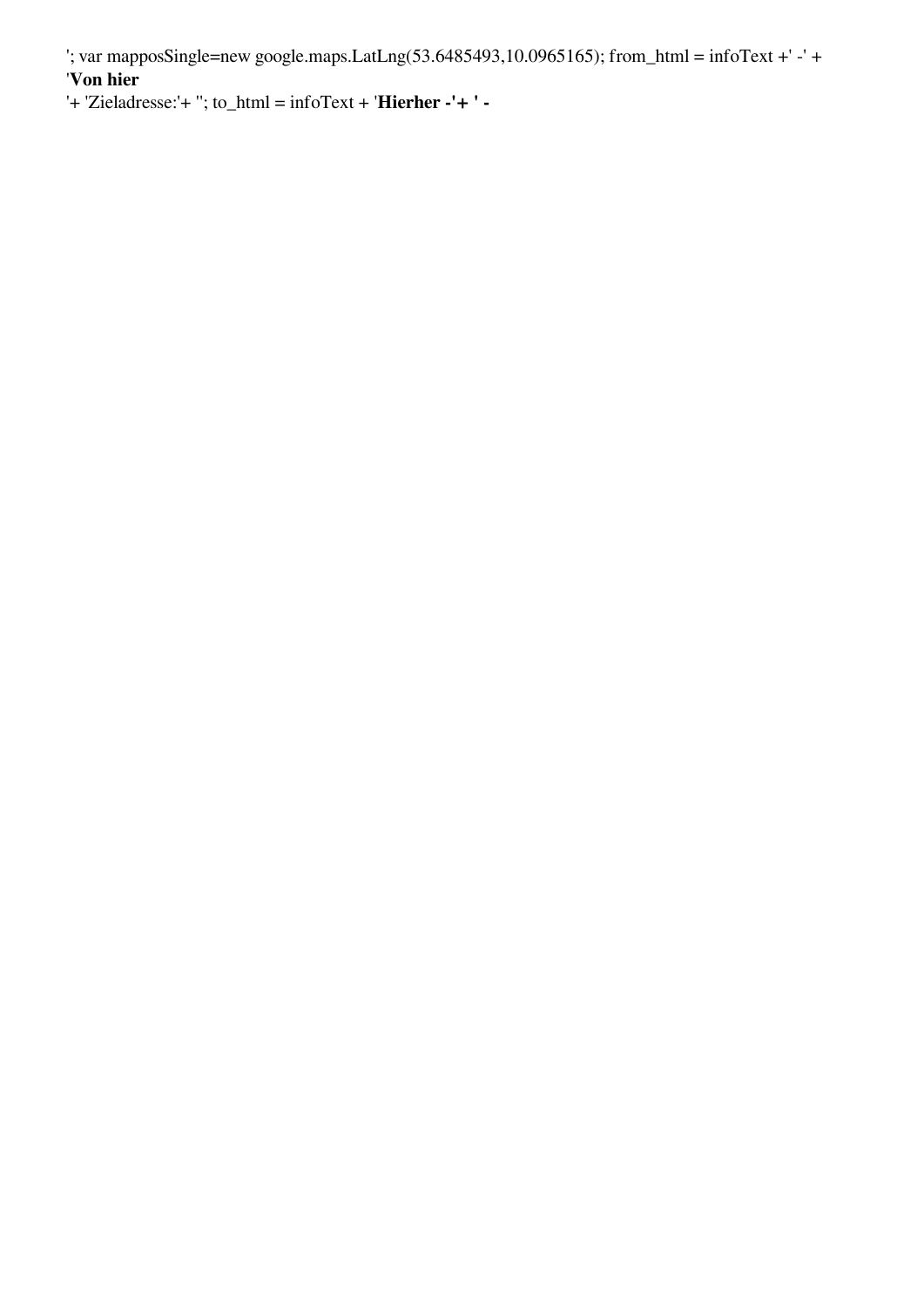'; var mapposSingle=new google.maps.LatLng(53.6485493,10.0965165); from_html = infoText +' -' + '**Von hier**
'+ 'Zieladresse:'+ ''; to_html = infoText + '**Hierher -'+ ' -**